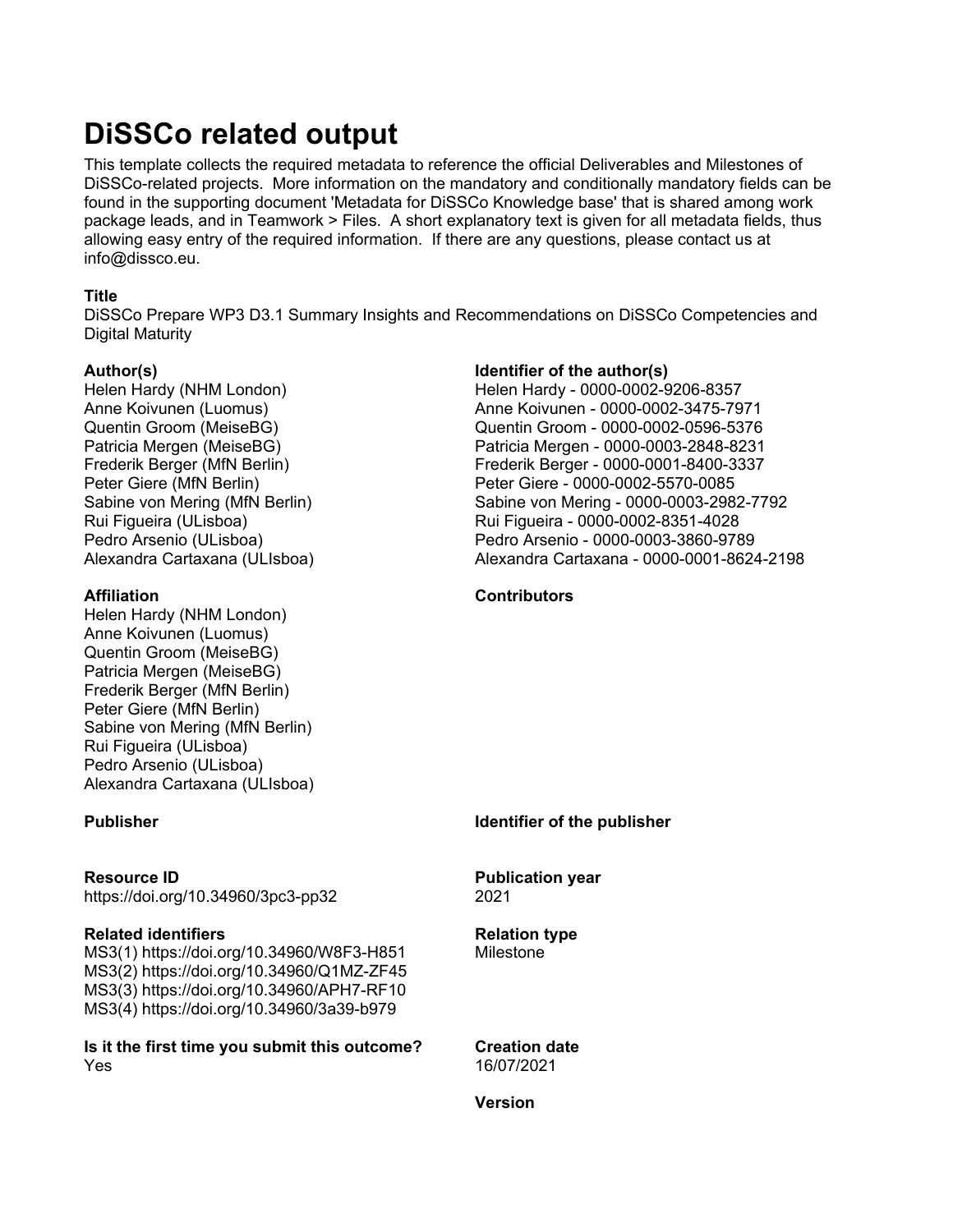# DiSSCo related output

This template collects the required metadata to reference the official Deliverables and Milestones of DiSSCo-related projects. More information on the mandatory and conditionally mandatory fields can be found in the supporting document 'Metadata for DiSSCo Knowledge base' that is shared among work package leads, and in Teamwork > Files. A short explanatory text is given for all metadata fields, thus allowing easy entry of the required information. If there are any questions, please contact us at info@dissco.eu.

**Title**

DiSSCo Prepare WP3 D3.1 Summary Insights and Recommendations on DiSSCo Competencies and Digital Maturity

**Author(s)**

Helen Hardy (NHM London)
Anne Koivunen (Luomus)
Quentin Groom (MeiseBG)
Patricia Mergen (MeiseBG)
Frederik Berger (MfN Berlin)
Peter Giere (MfN Berlin)
Sabine von Mering (MfN Berlin)
Rui Figueira (ULisboa)
Pedro Arsenio (ULisboa)
Alexandra Cartaxana (ULIsboa)

**Identifier of the author(s)**

Helen Hardy - 0000-0002-9206-8357
Anne Koivunen - 0000-0002-3475-7971
Quentin Groom - 0000-0002-0596-5376
Patricia Mergen - 0000-0003-2848-8231
Frederik Berger - 0000-0001-8400-3337
Peter Giere - 0000-0002-5570-0085
Sabine von Mering - 0000-0003-2982-7792
Rui Figueira - 0000-0002-8351-4028
Pedro Arsenio - 0000-0003-3860-9789
Alexandra Cartaxana - 0000-0001-8624-2198

**Affiliation**

Helen Hardy (NHM London)
Anne Koivunen (Luomus)
Quentin Groom (MeiseBG)
Patricia Mergen (MeiseBG)
Frederik Berger (MfN Berlin)
Peter Giere (MfN Berlin)
Sabine von Mering (MfN Berlin)
Rui Figueira (ULisboa)
Pedro Arsenio (ULisboa)
Alexandra Cartaxana (ULIsboa)

**Contributors**

**Publisher**

**Identifier of the publisher**

**Resource ID**

https://doi.org/10.34960/3pc3-pp32

**Publication year**

2021

**Related identifiers**

MS3(1) https://doi.org/10.34960/W8F3-H851
MS3(2) https://doi.org/10.34960/Q1MZ-ZF45
MS3(3) https://doi.org/10.34960/APH7-RF10
MS3(4) https://doi.org/10.34960/3a39-b979

**Relation type**

Milestone

**Is it the first time you submit this outcome?**

Yes

**Creation date**

16/07/2021

**Version**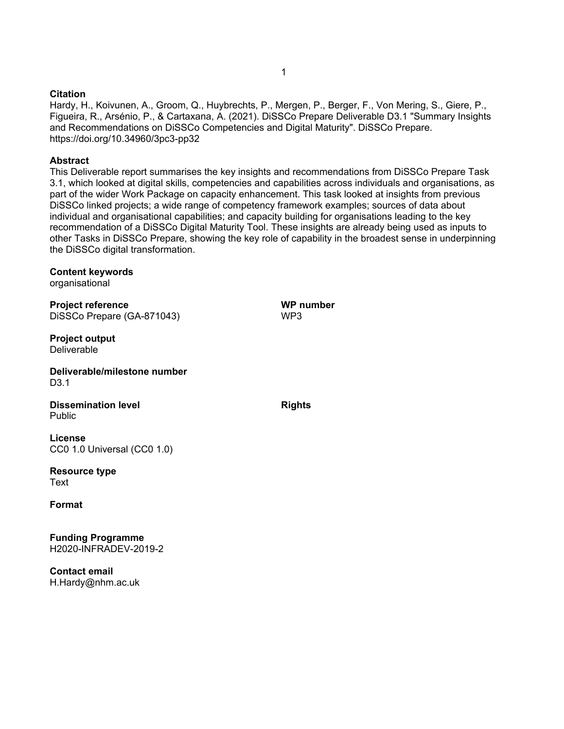**Citation**

Hardy, H., Koivunen, A., Groom, Q., Huybrechts, P., Mergen, P., Berger, F., Von Mering, S., Giere, P., Figueira, R., Arsénio, P., & Cartaxana, A. (2021). DiSSCo Prepare Deliverable D3.1 "Summary Insights and Recommendations on DiSSCo Competencies and Digital Maturity". DiSSCo Prepare. https://doi.org/10.34960/3pc3-pp32

**Abstract**

This Deliverable report summarises the key insights and recommendations from DiSSCo Prepare Task 3.1, which looked at digital skills, competencies and capabilities across individuals and organisations, as part of the wider Work Package on capacity enhancement. This task looked at insights from previous DiSSCo linked projects; a wide range of competency framework examples; sources of data about individual and organisational capabilities; and capacity building for organisations leading to the key recommendation of a DiSSCo Digital Maturity Tool. These insights are already being used as inputs to other Tasks in DiSSCo Prepare, showing the key role of capability in the broadest sense in underpinning the DiSSCo digital transformation.

**Content keywords**

organisational

**Project reference**

DiSSCo Prepare (GA-871043)

**WP number**

WP3

**Project output**

Deliverable

**Deliverable/milestone number**

D3.1

**Dissemination level**

Public

**Rights**

**License**

CC0 1.0 Universal (CC0 1.0)

**Resource type**

Text

**Format**

**Funding Programme**

H2020-INFRADEV-2019-2

**Contact email**

H.Hardy@nhm.ac.uk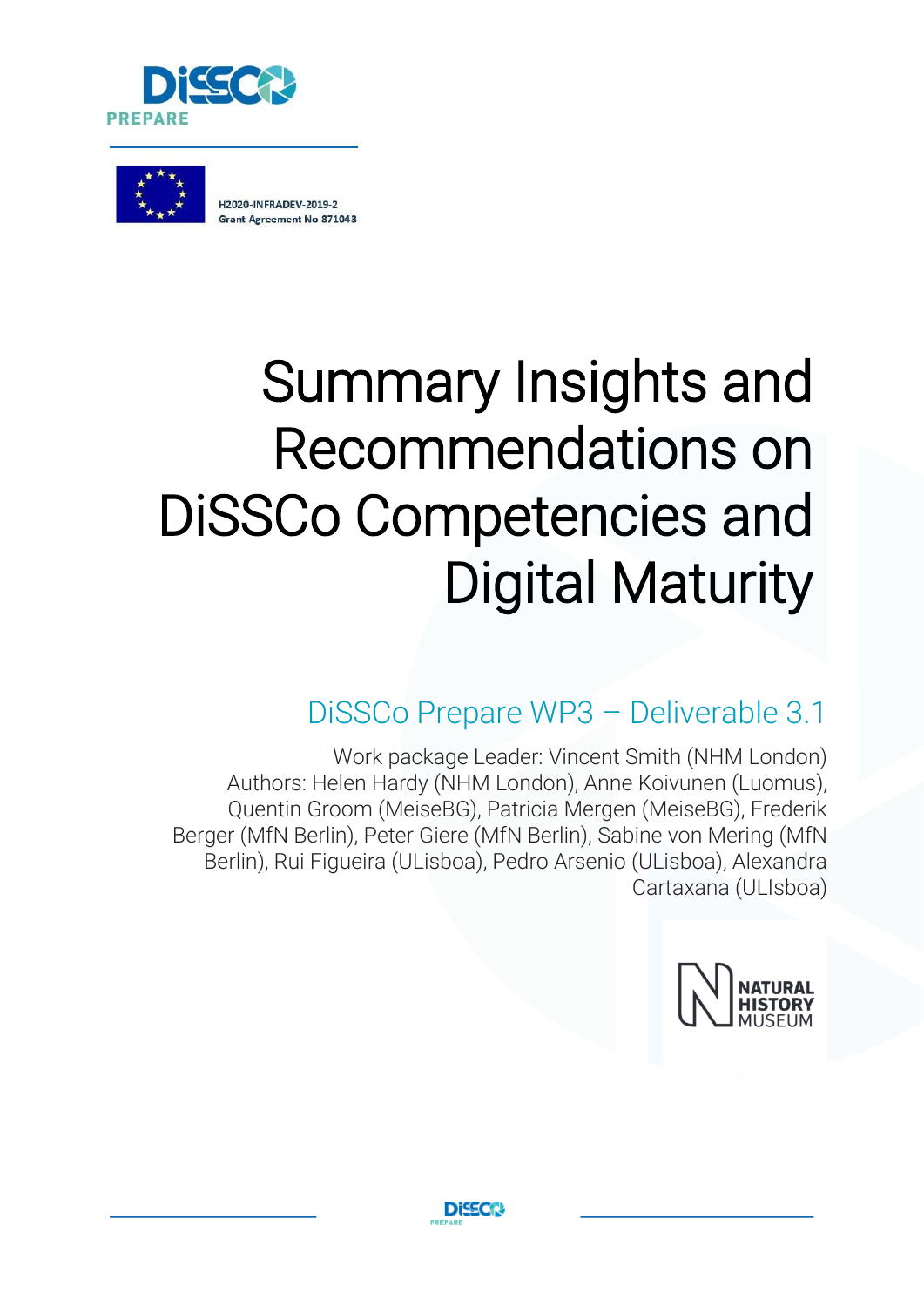H2020-INFRADEV-2019-2
Grant Agreement No 871043

# Summary Insights and Recommendations on DiSSCo Competencies and Digital Maturity

## DiSSCo Prepare WP3 – Deliverable 3.1

Work package Leader: Vincent Smith (NHM London)
Authors: Helen Hardy (NHM London), Anne Koivunen (Luomus), Quentin Groom (MeiseBG), Patricia Mergen (MeiseBG), Frederik Berger (MfN Berlin), Peter Giere (MfN Berlin), Sabine von Mering (MfN Berlin), Rui Figueira (ULisboa), Pedro Arsenio (ULisboa), Alexandra Cartaxana (ULIsboa)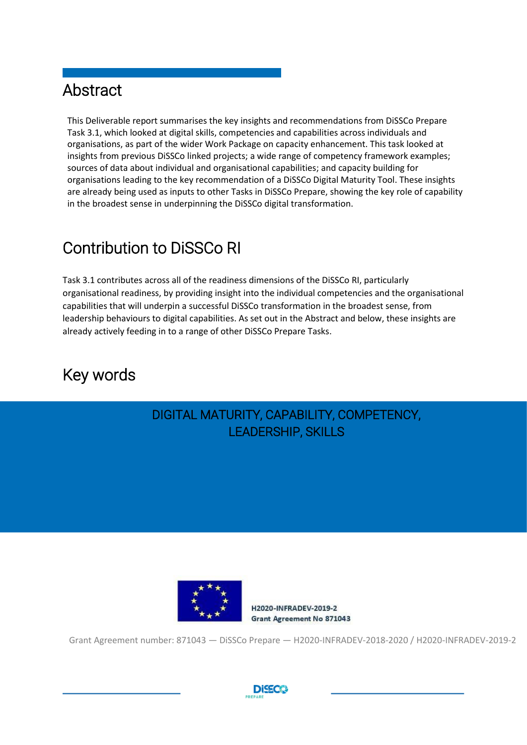# Abstract

This Deliverable report summarises the key insights and recommendations from DiSSCo Prepare Task 3.1, which looked at digital skills, competencies and capabilities across individuals and organisations, as part of the wider Work Package on capacity enhancement. This task looked at insights from previous DiSSCo linked projects; a wide range of competency framework examples; sources of data about individual and organisational capabilities; and capacity building for organisations leading to the key recommendation of a DiSSCo Digital Maturity Tool. These insights are already being used as inputs to other Tasks in DiSSCo Prepare, showing the key role of capability in the broadest sense in underpinning the DiSSCo digital transformation.

# Contribution to DiSSCo RI

Task 3.1 contributes across all of the readiness dimensions of the DiSSCo RI, particularly organisational readiness, by providing insight into the individual competencies and the organisational capabilities that will underpin a successful DiSSCo transformation in the broadest sense, from leadership behaviours to digital capabilities. As set out in the Abstract and below, these insights are already actively feeding in to a range of other DiSSCo Prepare Tasks.

# Key words

DIGITAL MATURITY, CAPABILITY, COMPETENCY, LEADERSHIP, SKILLS

H2020-INFRADEV-2019-2
Grant Agreement No 871043

Grant Agreement number: 871043 — DiSSCo Prepare — H2020-INFRADEV-2018-2020 / H2020-INFRADEV-2019-2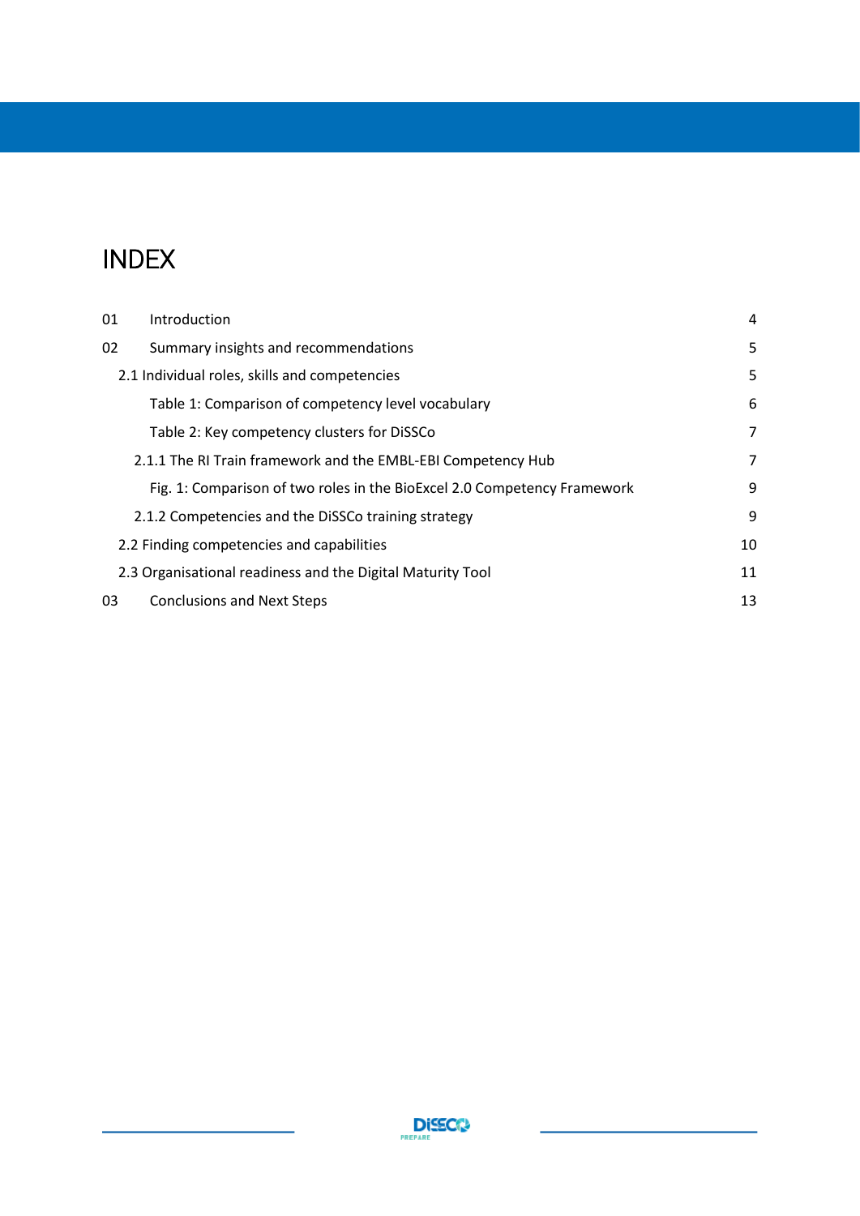# INDEX

| | | |
|---|---|---|
| 01 | Introduction | 4 |
| 02 | Summary insights and recommendations | 5 |
| | 2.1 Individual roles, skills and competencies | 5 |
| | Table 1: Comparison of competency level vocabulary | 6 |
| | Table 2: Key competency clusters for DiSSCo | 7 |
| | 2.1.1 The RI Train framework and the EMBL-EBI Competency Hub | 7 |
| | Fig. 1: Comparison of two roles in the BioExcel 2.0 Competency Framework | 9 |
| | 2.1.2 Competencies and the DiSSCo training strategy | 9 |
| | 2.2 Finding competencies and capabilities | 10 |
| | 2.3 Organisational readiness and the Digital Maturity Tool | 11 |
| 03 | Conclusions and Next Steps | 13 |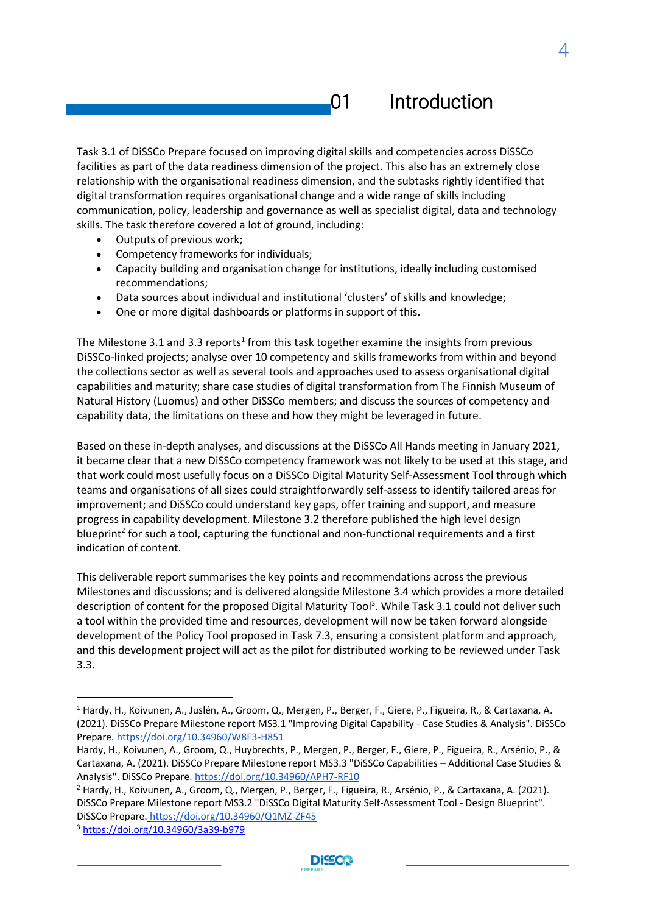# 01 Introduction

Task 3.1 of DiSSCo Prepare focused on improving digital skills and competencies across DiSSCo facilities as part of the data readiness dimension of the project. This also has an extremely close relationship with the organisational readiness dimension, and the subtasks rightly identified that digital transformation requires organisational change and a wide range of skills including communication, policy, leadership and governance as well as specialist digital, data and technology skills. The task therefore covered a lot of ground, including:

- Outputs of previous work;
- Competency frameworks for individuals;
- Capacity building and organisation change for institutions, ideally including customised recommendations;
- Data sources about individual and institutional 'clusters' of skills and knowledge;
- One or more digital dashboards or platforms in support of this.

The Milestone 3.1 and 3.3 reports[1] from this task together examine the insights from previous DiSSCo-linked projects; analyse over 10 competency and skills frameworks from within and beyond the collections sector as well as several tools and approaches used to assess organisational digital capabilities and maturity; share case studies of digital transformation from The Finnish Museum of Natural History (Luomus) and other DiSSCo members; and discuss the sources of competency and capability data, the limitations on these and how they might be leveraged in future.

Based on these in-depth analyses, and discussions at the DiSSCo All Hands meeting in January 2021, it became clear that a new DiSSCo competency framework was not likely to be used at this stage, and that work could most usefully focus on a DiSSCo Digital Maturity Self-Assessment Tool through which teams and organisations of all sizes could straightforwardly self-assess to identify tailored areas for improvement; and DiSSCo could understand key gaps, offer training and support, and measure progress in capability development. Milestone 3.2 therefore published the high level design blueprint[2] for such a tool, capturing the functional and non-functional requirements and a first indication of content.

This deliverable report summarises the key points and recommendations across the previous Milestones and discussions; and is delivered alongside Milestone 3.4 which provides a more detailed description of content for the proposed Digital Maturity Tool[3]. While Task 3.1 could not deliver such a tool within the provided time and resources, development will now be taken forward alongside development of the Policy Tool proposed in Task 7.3, ensuring a consistent platform and approach, and this development project will act as the pilot for distributed working to be reviewed under Task 3.3.

---

[1] Hardy, H., Koivunen, A., Juslén, A., Groom, Q., Mergen, P., Berger, F., Giere, P., Figueira, R., & Cartaxana, A. (2021). DiSSCo Prepare Milestone report MS3.1 "Improving Digital Capability - Case Studies & Analysis". DiSSCo Prepare. https://doi.org/10.34960/W8F3-H851

Hardy, H., Koivunen, A., Groom, Q., Huybrechts, P., Mergen, P., Berger, F., Giere, P., Figueira, R., Arsénio, P., & Cartaxana, A. (2021). DiSSCo Prepare Milestone report MS3.3 "DiSSCo Capabilities – Additional Case Studies & Analysis". DiSSCo Prepare. https://doi.org/10.34960/APH7-RF10

[2] Hardy, H., Koivunen, A., Groom, Q., Mergen, P., Berger, F., Figueira, R., Arsénio, P., & Cartaxana, A. (2021). DiSSCo Prepare Milestone report MS3.2 "DiSSCo Digital Maturity Self-Assessment Tool - Design Blueprint". DiSSCo Prepare. https://doi.org/10.34960/Q1MZ-ZF45

[3] https://doi.org/10.34960/3a39-b979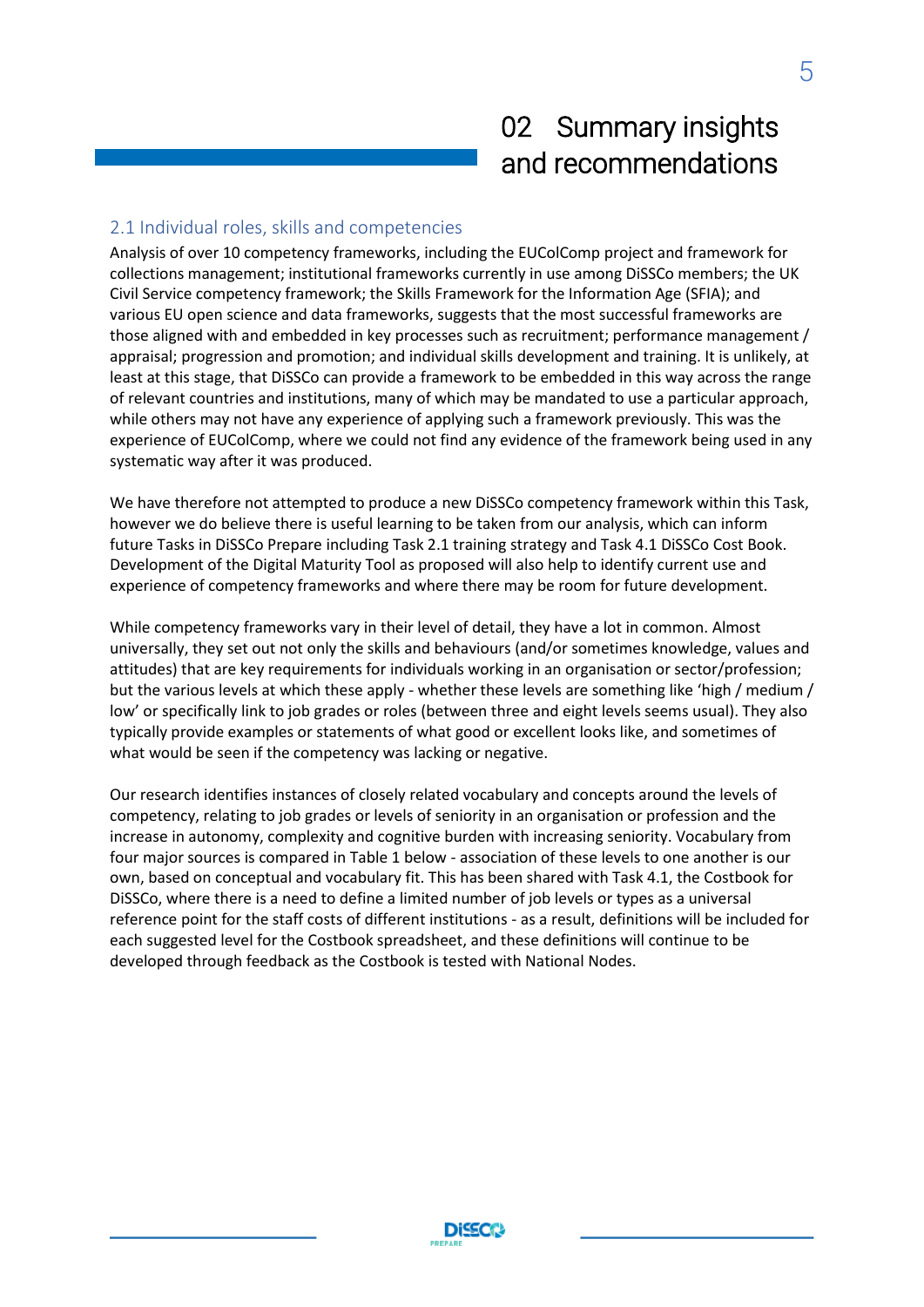# 02 Summary insights and recommendations

## 2.1 Individual roles, skills and competencies

Analysis of over 10 competency frameworks, including the EUColComp project and framework for collections management; institutional frameworks currently in use among DiSSCo members; the UK Civil Service competency framework; the Skills Framework for the Information Age (SFIA); and various EU open science and data frameworks, suggests that the most successful frameworks are those aligned with and embedded in key processes such as recruitment; performance management / appraisal; progression and promotion; and individual skills development and training. It is unlikely, at least at this stage, that DiSSCo can provide a framework to be embedded in this way across the range of relevant countries and institutions, many of which may be mandated to use a particular approach, while others may not have any experience of applying such a framework previously. This was the experience of EUColComp, where we could not find any evidence of the framework being used in any systematic way after it was produced.

We have therefore not attempted to produce a new DiSSCo competency framework within this Task, however we do believe there is useful learning to be taken from our analysis, which can inform future Tasks in DiSSCo Prepare including Task 2.1 training strategy and Task 4.1 DiSSCo Cost Book. Development of the Digital Maturity Tool as proposed will also help to identify current use and experience of competency frameworks and where there may be room for future development.

While competency frameworks vary in their level of detail, they have a lot in common. Almost universally, they set out not only the skills and behaviours (and/or sometimes knowledge, values and attitudes) that are key requirements for individuals working in an organisation or sector/profession; but the various levels at which these apply - whether these levels are something like 'high / medium / low' or specifically link to job grades or roles (between three and eight levels seems usual). They also typically provide examples or statements of what good or excellent looks like, and sometimes of what would be seen if the competency was lacking or negative.

Our research identifies instances of closely related vocabulary and concepts around the levels of competency, relating to job grades or levels of seniority in an organisation or profession and the increase in autonomy, complexity and cognitive burden with increasing seniority. Vocabulary from four major sources is compared in Table 1 below - association of these levels to one another is our own, based on conceptual and vocabulary fit. This has been shared with Task 4.1, the Costbook for DiSSCo, where there is a need to define a limited number of job levels or types as a universal reference point for the staff costs of different institutions - as a result, definitions will be included for each suggested level for the Costbook spreadsheet, and these definitions will continue to be developed through feedback as the Costbook is tested with National Nodes.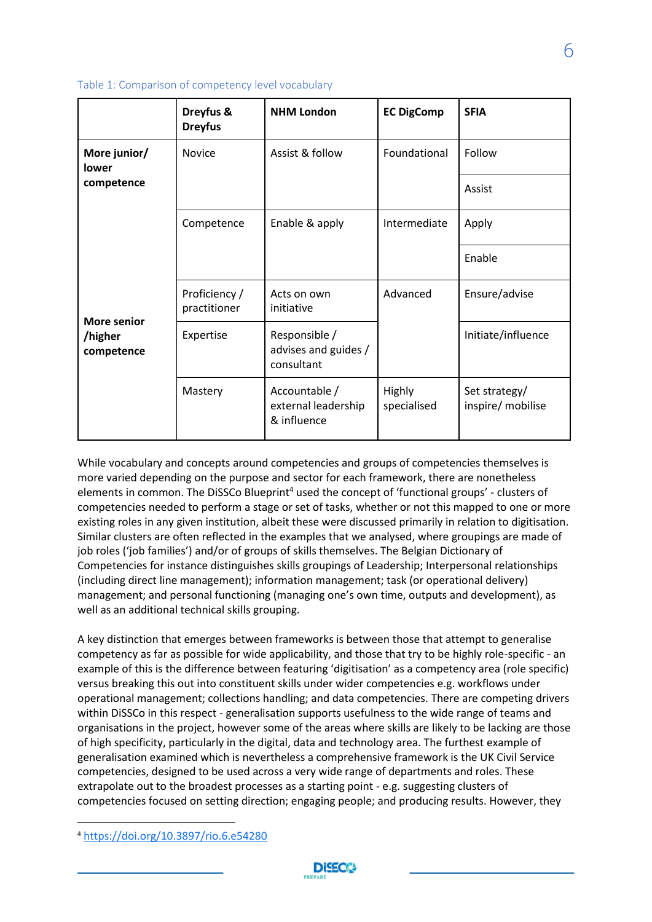Table 1: Comparison of competency level vocabulary

| | Dreyfus & Dreyfus | NHM London | EC DigComp | SFIA |
|---|---|---|---|---|
| More junior/ lower competence | Novice | Assist & follow | Foundational | Follow |
| | | | | Assist |
| | Competence | Enable & apply | Intermediate | Apply |
| | | | | Enable |
| More senior /higher competence | Proficiency / practitioner | Acts on own initiative | Advanced | Ensure/advise |
| | Expertise | Responsible / advises and guides / consultant | | Initiate/influence |
| | Mastery | Accountable / external leadership & influence | Highly specialised | Set strategy/ inspire/ mobilise |

While vocabulary and concepts around competencies and groups of competencies themselves is more varied depending on the purpose and sector for each framework, there are nonetheless elements in common. The DiSSCo Blueprint[4] used the concept of 'functional groups' - clusters of competencies needed to perform a stage or set of tasks, whether or not this mapped to one or more existing roles in any given institution, albeit these were discussed primarily in relation to digitisation. Similar clusters are often reflected in the examples that we analysed, where groupings are made of job roles ('job families') and/or of groups of skills themselves. The Belgian Dictionary of Competencies for instance distinguishes skills groupings of Leadership; Interpersonal relationships (including direct line management); information management; task (or operational delivery) management; and personal functioning (managing one's own time, outputs and development), as well as an additional technical skills grouping.

A key distinction that emerges between frameworks is between those that attempt to generalise competency as far as possible for wide applicability, and those that try to be highly role-specific - an example of this is the difference between featuring 'digitisation' as a competency area (role specific) versus breaking this out into constituent skills under wider competencies e.g. workflows under operational management; collections handling; and data competencies. There are competing drivers within DiSSCo in this respect - generalisation supports usefulness to the wide range of teams and organisations in the project, however some of the areas where skills are likely to be lacking are those of high specificity, particularly in the digital, data and technology area. The furthest example of generalisation examined which is nevertheless a comprehensive framework is the UK Civil Service competencies, designed to be used across a very wide range of departments and roles. These extrapolate out to the broadest processes as a starting point - e.g. suggesting clusters of competencies focused on setting direction; engaging people; and producing results. However, they

[4] https://doi.org/10.3897/rio.6.e54280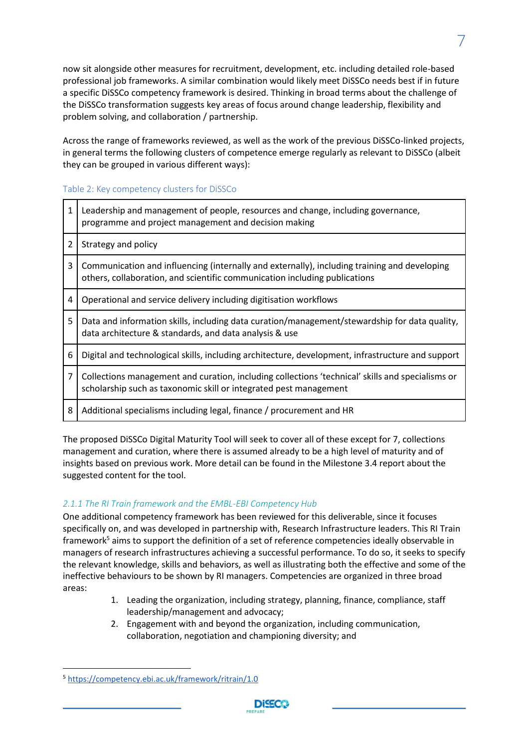now sit alongside other measures for recruitment, development, etc. including detailed role-based professional job frameworks. A similar combination would likely meet DiSSCo needs best if in future a specific DiSSCo competency framework is desired. Thinking in broad terms about the challenge of the DiSSCo transformation suggests key areas of focus around change leadership, flexibility and problem solving, and collaboration / partnership.

Across the range of frameworks reviewed, as well as the work of the previous DiSSCo-linked projects, in general terms the following clusters of competence emerge regularly as relevant to DiSSCo (albeit they can be grouped in various different ways):

Table 2: Key competency clusters for DiSSCo

| | |
|---|---|
| 1 | Leadership and management of people, resources and change, including governance, programme and project management and decision making |
| 2 | Strategy and policy |
| 3 | Communication and influencing (internally and externally), including training and developing others, collaboration, and scientific communication including publications |
| 4 | Operational and service delivery including digitisation workflows |
| 5 | Data and information skills, including data curation/management/stewardship for data quality, data architecture & standards, and data analysis & use |
| 6 | Digital and technological skills, including architecture, development, infrastructure and support |
| 7 | Collections management and curation, including collections 'technical' skills and specialisms or scholarship such as taxonomic skill or integrated pest management |
| 8 | Additional specialisms including legal, finance / procurement and HR |

The proposed DiSSCo Digital Maturity Tool will seek to cover all of these except for 7, collections management and curation, where there is assumed already to be a high level of maturity and of insights based on previous work. More detail can be found in the Milestone 3.4 report about the suggested content for the tool.

### *2.1.1 The RI Train framework and the EMBL-EBI Competency Hub*

One additional competency framework has been reviewed for this deliverable, since it focuses specifically on, and was developed in partnership with, Research Infrastructure leaders. This RI Train framework[5] aims to support the definition of a set of reference competencies ideally observable in managers of research infrastructures achieving a successful performance. To do so, it seeks to specify the relevant knowledge, skills and behaviors, as well as illustrating both the effective and some of the ineffective behaviours to be shown by RI managers. Competencies are organized in three broad areas:

1. Leading the organization, including strategy, planning, finance, compliance, staff leadership/management and advocacy;
2. Engagement with and beyond the organization, including communication, collaboration, negotiation and championing diversity; and

[5] https://competency.ebi.ac.uk/framework/ritrain/1.0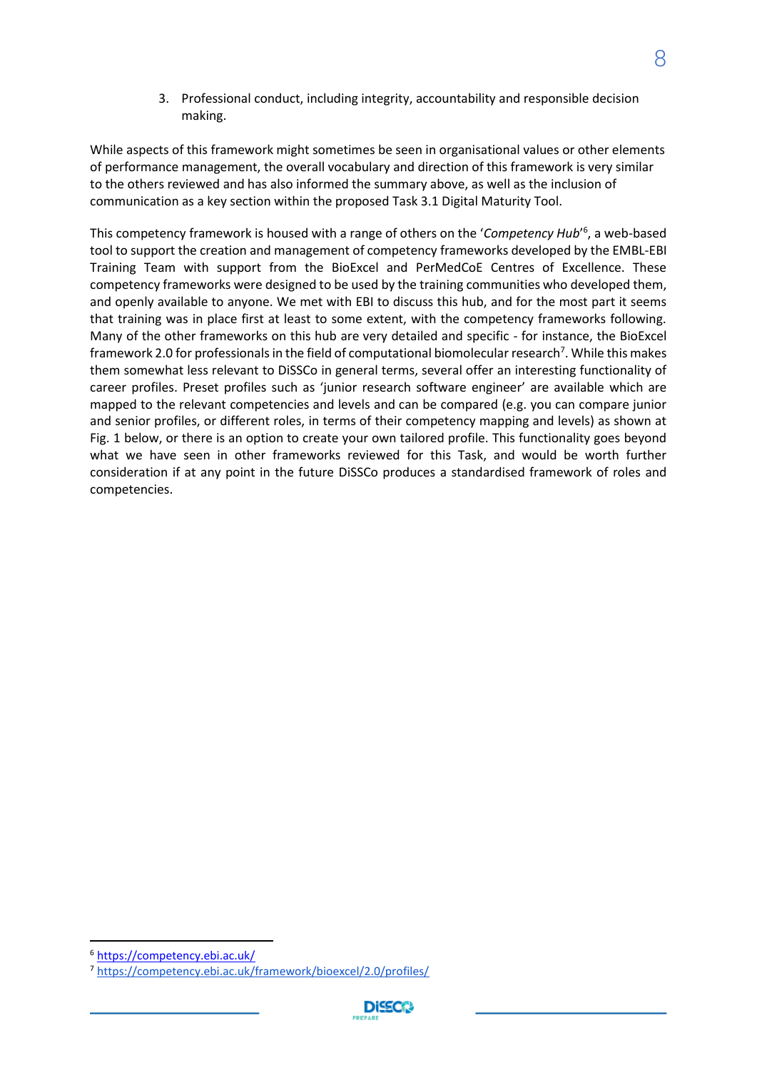3. Professional conduct, including integrity, accountability and responsible decision making.

While aspects of this framework might sometimes be seen in organisational values or other elements of performance management, the overall vocabulary and direction of this framework is very similar to the others reviewed and has also informed the summary above, as well as the inclusion of communication as a key section within the proposed Task 3.1 Digital Maturity Tool.

This competency framework is housed with a range of others on the '*Competency Hub*'[6], a web-based tool to support the creation and management of competency frameworks developed by the EMBL-EBI Training Team with support from the BioExcel and PerMedCoE Centres of Excellence. These competency frameworks were designed to be used by the training communities who developed them, and openly available to anyone. We met with EBI to discuss this hub, and for the most part it seems that training was in place first at least to some extent, with the competency frameworks following. Many of the other frameworks on this hub are very detailed and specific - for instance, the BioExcel framework 2.0 for professionals in the field of computational biomolecular research[7]. While this makes them somewhat less relevant to DiSSCo in general terms, several offer an interesting functionality of career profiles. Preset profiles such as 'junior research software engineer' are available which are mapped to the relevant competencies and levels and can be compared (e.g. you can compare junior and senior profiles, or different roles, in terms of their competency mapping and levels) as shown at Fig. 1 below, or there is an option to create your own tailored profile. This functionality goes beyond what we have seen in other frameworks reviewed for this Task, and would be worth further consideration if at any point in the future DiSSCo produces a standardised framework of roles and competencies.

[6] https://competency.ebi.ac.uk/

[7] https://competency.ebi.ac.uk/framework/bioexcel/2.0/profiles/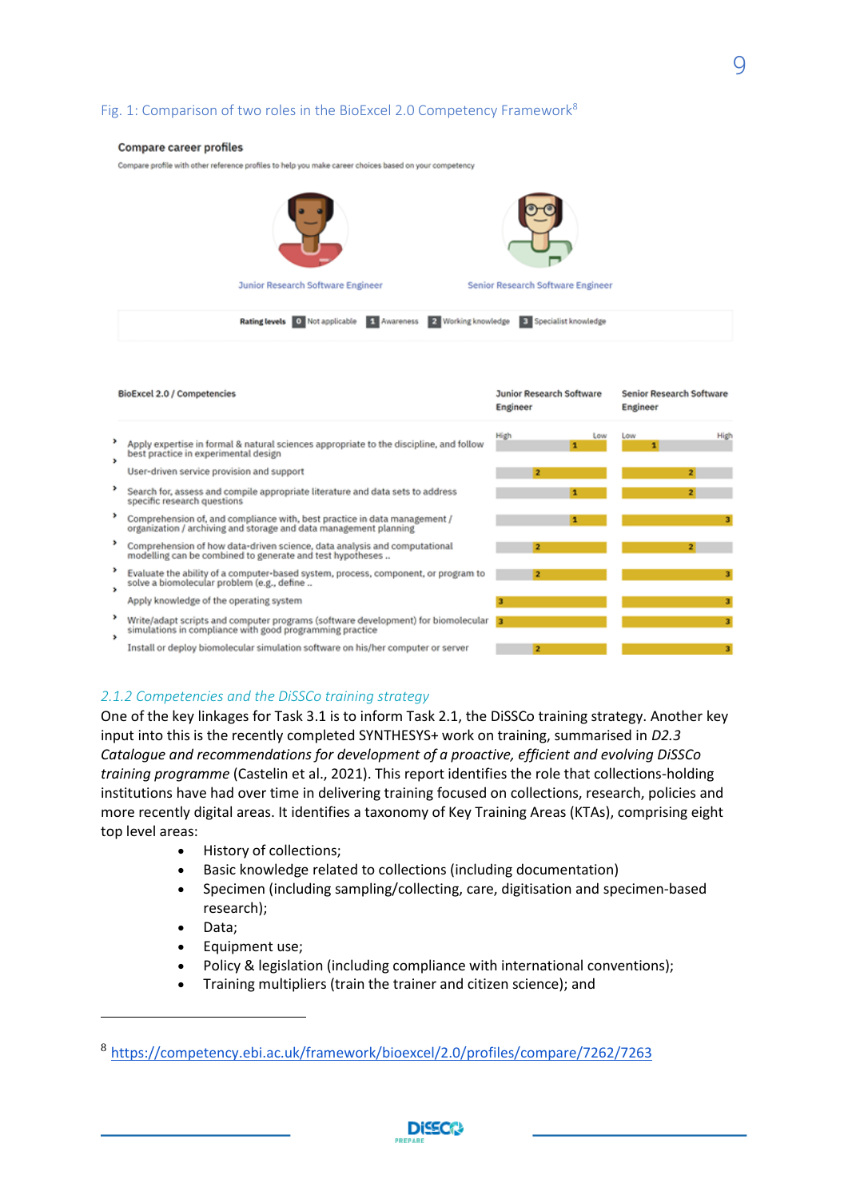Fig. 1: Comparison of two roles in the BioExcel 2.0 Competency Framework[8]

**Compare career profiles**

Compare profile with other reference profiles to help you make career choices based on your competency

Junior Research Software Engineer | Senior Research Software Engineer

Rating levels: 0 Not applicable, 1 Awareness, 2 Working knowledge, 3 Specialist knowledge

| BioExcel 2.0 / Competencies | Junior Research Software Engineer | Senior Research Software Engineer |
|---|---|---|
| Apply expertise in formal & natural sciences appropriate to the discipline, and follow best practice in experimental design | 1 | 1 |
| User-driven service provision and support | 2 | 2 |
| Search for, assess and compile appropriate literature and data sets to address specific research questions | 1 | 2 |
| Comprehension of, and compliance with, best practice in data management / organization / archiving and storage and data management planning | 1 | 3 |
| Comprehension of how data-driven science, data analysis and computational modelling can be combined to generate and test hypotheses .. | 2 | 2 |
| Evaluate the ability of a computer-based system, process, component, or program to solve a biomolecular problem (e.g., define .. | 2 | 3 |
| Apply knowledge of the operating system | 3 | 3 |
| Write/adapt scripts and computer programs (software development) for biomolecular simulations in compliance with good programming practice | 3 | 3 |
| Install or deploy biomolecular simulation software on his/her computer or server | 2 | 3 |

### *2.1.2 Competencies and the DiSSCo training strategy*

One of the key linkages for Task 3.1 is to inform Task 2.1, the DiSSCo training strategy. Another key input into this is the recently completed SYNTHESYS+ work on training, summarised in *D2.3 Catalogue and recommendations for development of a proactive, efficient and evolving DiSSCo training programme* (Castelin et al., 2021). This report identifies the role that collections-holding institutions have had over time in delivering training focused on collections, research, policies and more recently digital areas. It identifies a taxonomy of Key Training Areas (KTAs), comprising eight top level areas:

- History of collections;
- Basic knowledge related to collections (including documentation)
- Specimen (including sampling/collecting, care, digitisation and specimen-based research);
- Data;
- Equipment use;
- Policy & legislation (including compliance with international conventions);
- Training multipliers (train the trainer and citizen science); and

[8] https://competency.ebi.ac.uk/framework/bioexcel/2.0/profiles/compare/7262/7263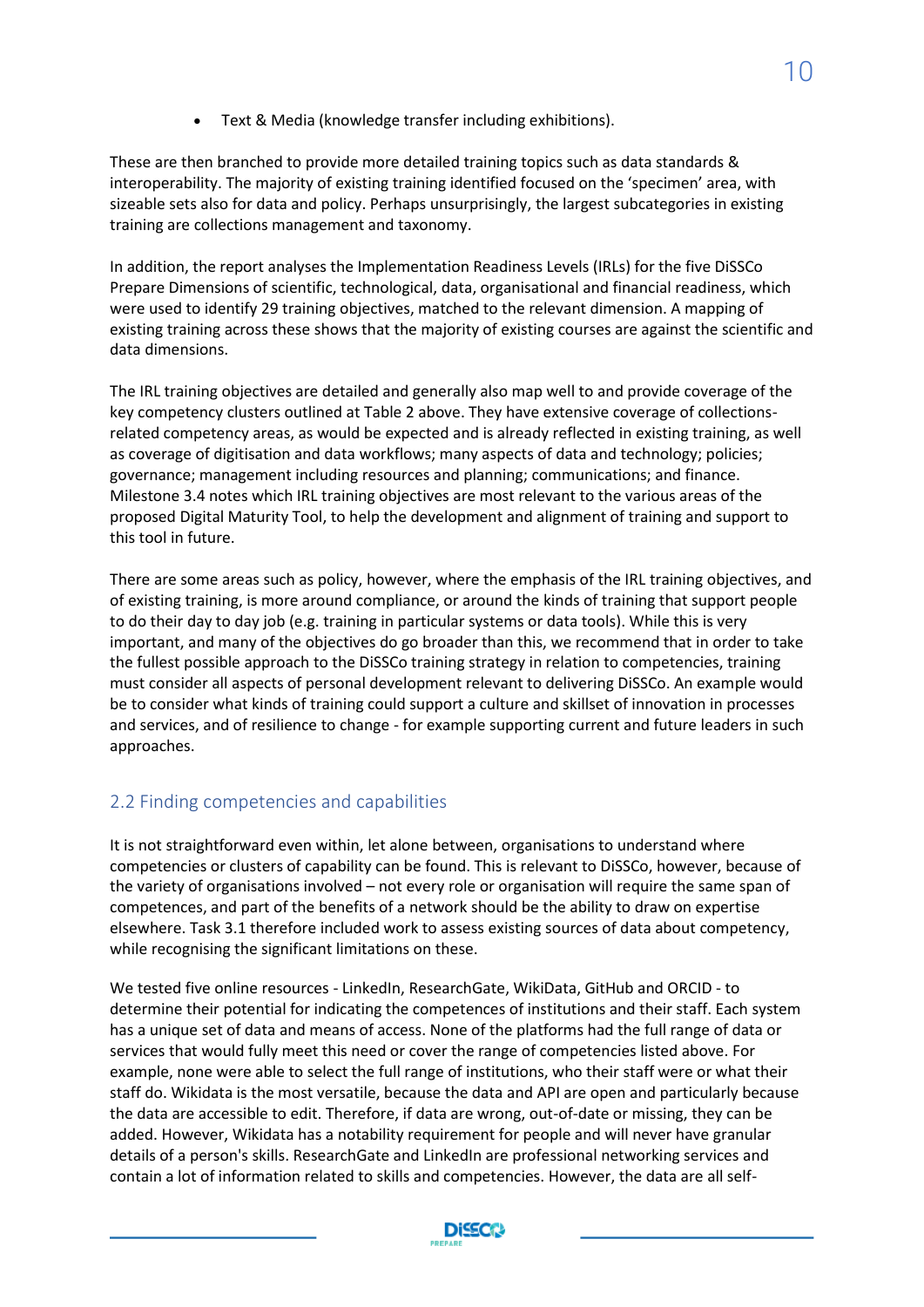- Text & Media (knowledge transfer including exhibitions).

These are then branched to provide more detailed training topics such as data standards & interoperability. The majority of existing training identified focused on the 'specimen' area, with sizeable sets also for data and policy. Perhaps unsurprisingly, the largest subcategories in existing training are collections management and taxonomy.

In addition, the report analyses the Implementation Readiness Levels (IRLs) for the five DiSSCo Prepare Dimensions of scientific, technological, data, organisational and financial readiness, which were used to identify 29 training objectives, matched to the relevant dimension. A mapping of existing training across these shows that the majority of existing courses are against the scientific and data dimensions.

The IRL training objectives are detailed and generally also map well to and provide coverage of the key competency clusters outlined at Table 2 above. They have extensive coverage of collections-related competency areas, as would be expected and is already reflected in existing training, as well as coverage of digitisation and data workflows; many aspects of data and technology; policies; governance; management including resources and planning; communications; and finance. Milestone 3.4 notes which IRL training objectives are most relevant to the various areas of the proposed Digital Maturity Tool, to help the development and alignment of training and support to this tool in future.

There are some areas such as policy, however, where the emphasis of the IRL training objectives, and of existing training, is more around compliance, or around the kinds of training that support people to do their day to day job (e.g. training in particular systems or data tools). While this is very important, and many of the objectives do go broader than this, we recommend that in order to take the fullest possible approach to the DiSSCo training strategy in relation to competencies, training must consider all aspects of personal development relevant to delivering DiSSCo. An example would be to consider what kinds of training could support a culture and skillset of innovation in processes and services, and of resilience to change - for example supporting current and future leaders in such approaches.

## 2.2 Finding competencies and capabilities

It is not straightforward even within, let alone between, organisations to understand where competencies or clusters of capability can be found. This is relevant to DiSSCo, however, because of the variety of organisations involved – not every role or organisation will require the same span of competences, and part of the benefits of a network should be the ability to draw on expertise elsewhere. Task 3.1 therefore included work to assess existing sources of data about competency, while recognising the significant limitations on these.

We tested five online resources - LinkedIn, ResearchGate, WikiData, GitHub and ORCID - to determine their potential for indicating the competences of institutions and their staff. Each system has a unique set of data and means of access. None of the platforms had the full range of data or services that would fully meet this need or cover the range of competencies listed above. For example, none were able to select the full range of institutions, who their staff were or what their staff do. Wikidata is the most versatile, because the data and API are open and particularly because the data are accessible to edit. Therefore, if data are wrong, out-of-date or missing, they can be added. However, Wikidata has a notability requirement for people and will never have granular details of a person's skills. ResearchGate and LinkedIn are professional networking services and contain a lot of information related to skills and competencies. However, the data are all self-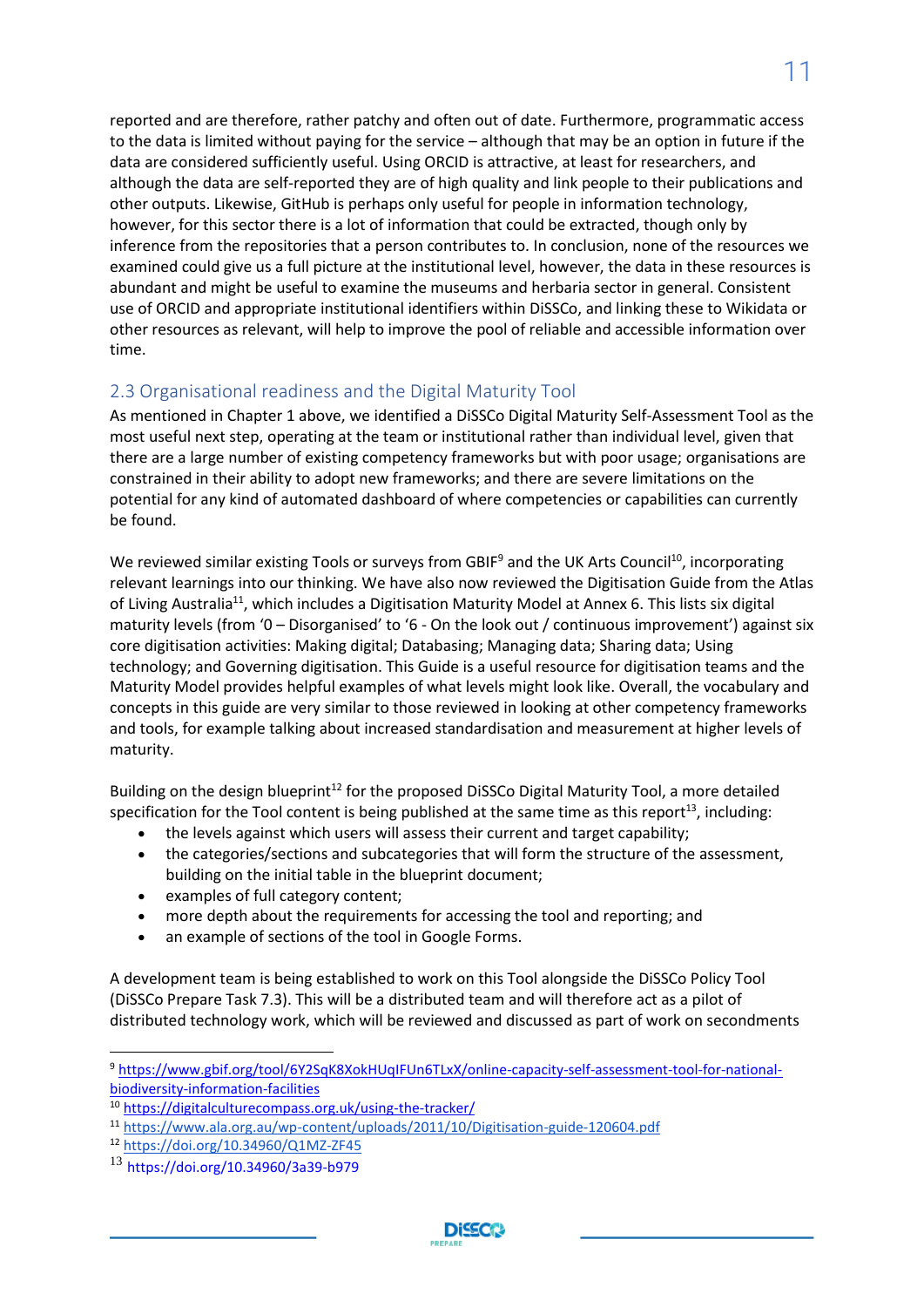reported and are therefore, rather patchy and often out of date. Furthermore, programmatic access to the data is limited without paying for the service – although that may be an option in future if the data are considered sufficiently useful. Using ORCID is attractive, at least for researchers, and although the data are self-reported they are of high quality and link people to their publications and other outputs. Likewise, GitHub is perhaps only useful for people in information technology, however, for this sector there is a lot of information that could be extracted, though only by inference from the repositories that a person contributes to. In conclusion, none of the resources we examined could give us a full picture at the institutional level, however, the data in these resources is abundant and might be useful to examine the museums and herbaria sector in general. Consistent use of ORCID and appropriate institutional identifiers within DiSSCo, and linking these to Wikidata or other resources as relevant, will help to improve the pool of reliable and accessible information over time.

## 2.3 Organisational readiness and the Digital Maturity Tool

As mentioned in Chapter 1 above, we identified a DiSSCo Digital Maturity Self-Assessment Tool as the most useful next step, operating at the team or institutional rather than individual level, given that there are a large number of existing competency frameworks but with poor usage; organisations are constrained in their ability to adopt new frameworks; and there are severe limitations on the potential for any kind of automated dashboard of where competencies or capabilities can currently be found.

We reviewed similar existing Tools or surveys from GBIF[9] and the UK Arts Council[10], incorporating relevant learnings into our thinking. We have also now reviewed the Digitisation Guide from the Atlas of Living Australia[11], which includes a Digitisation Maturity Model at Annex 6. This lists six digital maturity levels (from '0 – Disorganised' to '6 - On the look out / continuous improvement') against six core digitisation activities: Making digital; Databasing; Managing data; Sharing data; Using technology; and Governing digitisation. This Guide is a useful resource for digitisation teams and the Maturity Model provides helpful examples of what levels might look like. Overall, the vocabulary and concepts in this guide are very similar to those reviewed in looking at other competency frameworks and tools, for example talking about increased standardisation and measurement at higher levels of maturity.

Building on the design blueprint[12] for the proposed DiSSCo Digital Maturity Tool, a more detailed specification for the Tool content is being published at the same time as this report[13], including:

- the levels against which users will assess their current and target capability;
- the categories/sections and subcategories that will form the structure of the assessment, building on the initial table in the blueprint document;
- examples of full category content;
- more depth about the requirements for accessing the tool and reporting; and
- an example of sections of the tool in Google Forms.

A development team is being established to work on this Tool alongside the DiSSCo Policy Tool (DiSSCo Prepare Task 7.3). This will be a distributed team and will therefore act as a pilot of distributed technology work, which will be reviewed and discussed as part of work on secondments

---

[9] https://www.gbif.org/tool/6Y2SqK8XokHUqIFUn6TLxX/online-capacity-self-assessment-tool-for-national-biodiversity-information-facilities

[10] https://digitalculturecompass.org.uk/using-the-tracker/

[11] https://www.ala.org.au/wp-content/uploads/2011/10/Digitisation-guide-120604.pdf

[12] https://doi.org/10.34960/Q1MZ-ZF45

[13] https://doi.org/10.34960/3a39-b979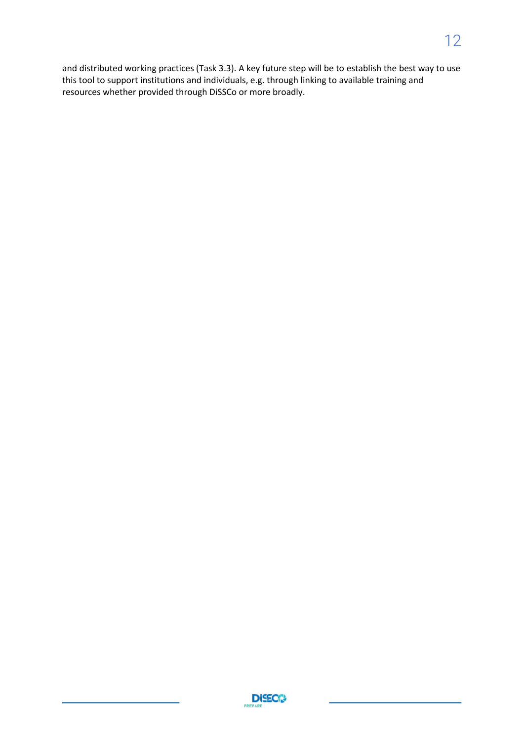and distributed working practices (Task 3.3). A key future step will be to establish the best way to use this tool to support institutions and individuals, e.g. through linking to available training and resources whether provided through DiSSCo or more broadly.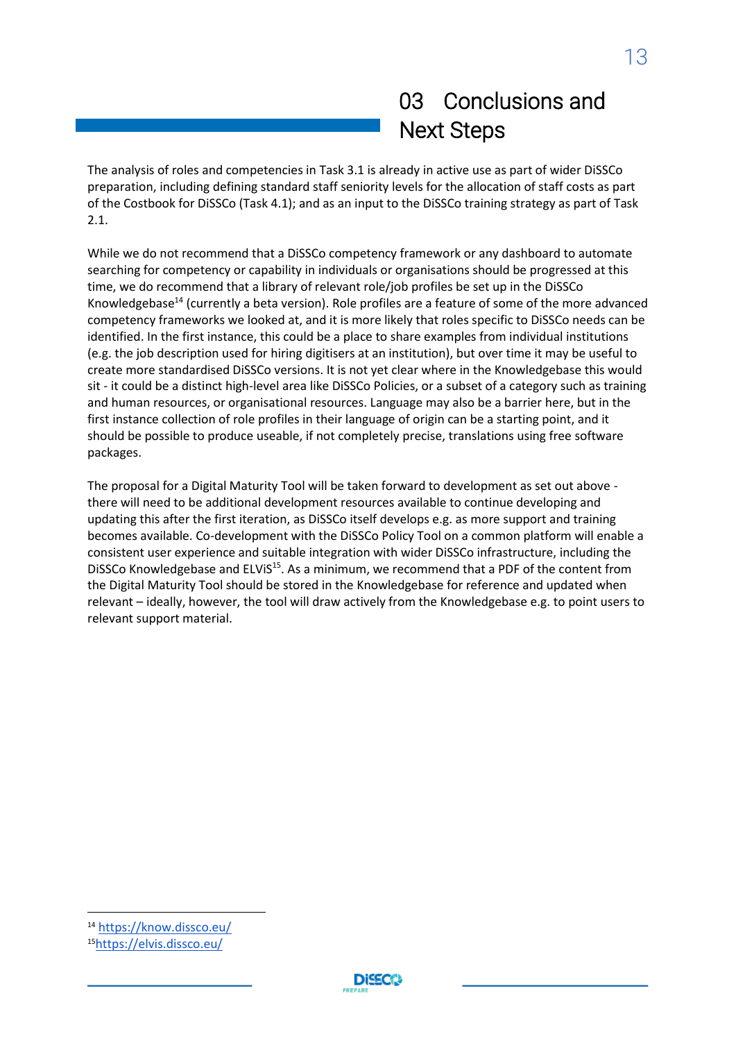# 03 Conclusions and Next Steps

The analysis of roles and competencies in Task 3.1 is already in active use as part of wider DiSSCo preparation, including defining standard staff seniority levels for the allocation of staff costs as part of the Costbook for DiSSCo (Task 4.1); and as an input to the DiSSCo training strategy as part of Task 2.1.

While we do not recommend that a DiSSCo competency framework or any dashboard to automate searching for competency or capability in individuals or organisations should be progressed at this time, we do recommend that a library of relevant role/job profiles be set up in the DiSSCo Knowledgebase[14] (currently a beta version). Role profiles are a feature of some of the more advanced competency frameworks we looked at, and it is more likely that roles specific to DiSSCo needs can be identified. In the first instance, this could be a place to share examples from individual institutions (e.g. the job description used for hiring digitisers at an institution), but over time it may be useful to create more standardised DiSSCo versions. It is not yet clear where in the Knowledgebase this would sit - it could be a distinct high-level area like DiSSCo Policies, or a subset of a category such as training and human resources, or organisational resources. Language may also be a barrier here, but in the first instance collection of role profiles in their language of origin can be a starting point, and it should be possible to produce useable, if not completely precise, translations using free software packages.

The proposal for a Digital Maturity Tool will be taken forward to development as set out above - there will need to be additional development resources available to continue developing and updating this after the first iteration, as DiSSCo itself develops e.g. as more support and training becomes available. Co-development with the DiSSCo Policy Tool on a common platform will enable a consistent user experience and suitable integration with wider DiSSCo infrastructure, including the DiSSCo Knowledgebase and ELViS[15]. As a minimum, we recommend that a PDF of the content from the Digital Maturity Tool should be stored in the Knowledgebase for reference and updated when relevant – ideally, however, the tool will draw actively from the Knowledgebase e.g. to point users to relevant support material.

[14] https://know.dissco.eu/

[15] https://elvis.dissco.eu/